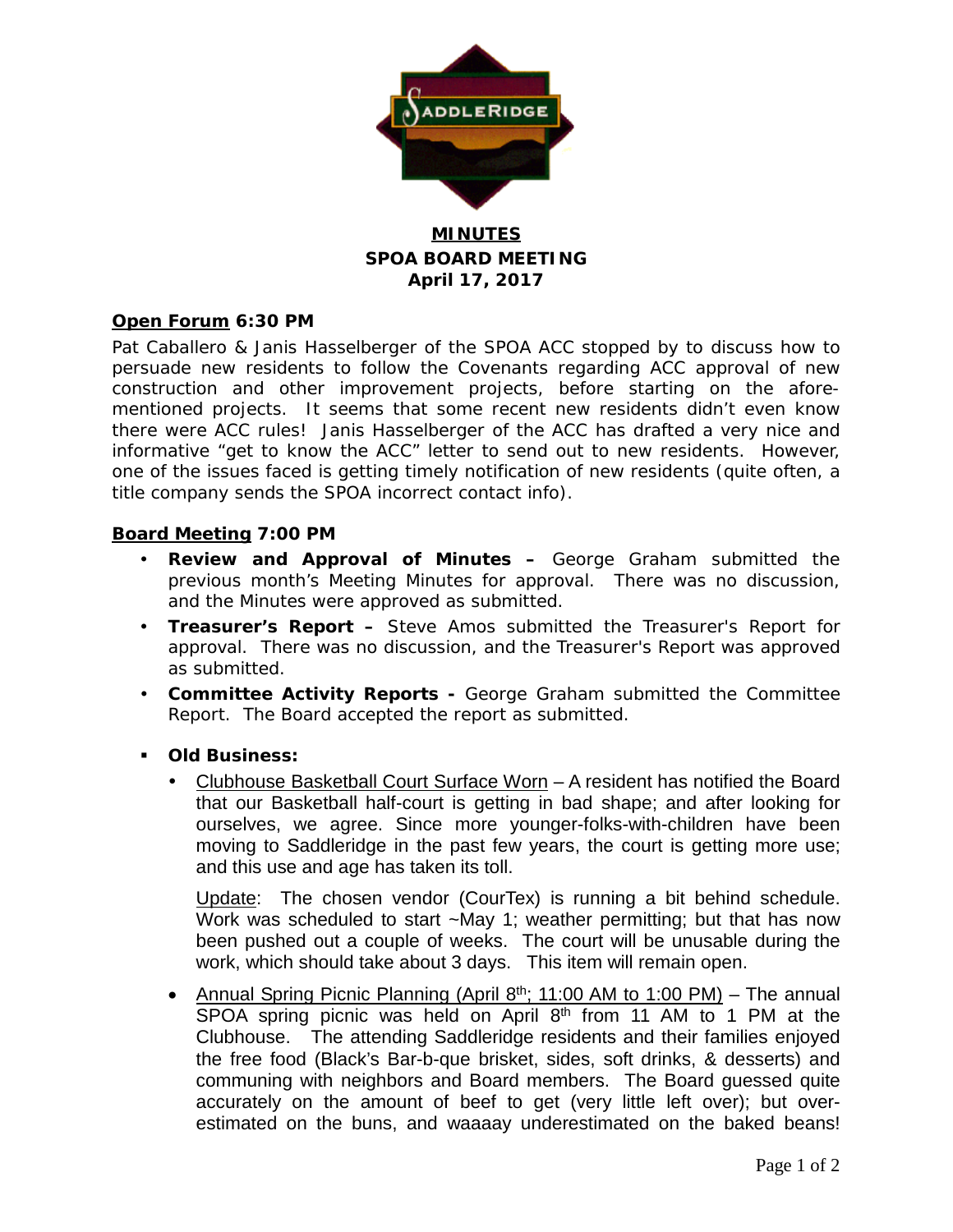**MINUTES**
**SPOA BOARD MEETING**
**April 17, 2017**

**Open Forum 6:30 PM**

Pat Caballero & Janis Hasselberger of the SPOA ACC stopped by to discuss how to persuade new residents to follow the Covenants regarding ACC approval of new construction and other improvement projects, before starting on the afore-mentioned projects. It seems that some recent new residents didn't even know there were ACC rules! Janis Hasselberger of the ACC has drafted a very nice and informative "get to know the ACC" letter to send out to new residents. However, one of the issues faced is getting timely notification of new residents (quite often, a title company sends the SPOA incorrect contact info).

**Board Meeting 7:00 PM**

- **Review and Approval of Minutes –** George Graham submitted the previous month's Meeting Minutes for approval. There was no discussion, and the Minutes were approved as submitted.
- **Treasurer's Report –** Steve Amos submitted the Treasurer's Report for approval. There was no discussion, and the Treasurer's Report was approved as submitted.
- **Committee Activity Reports -** George Graham submitted the Committee Report. The Board accepted the report as submitted.

- **Old Business:**
  - Clubhouse Basketball Court Surface Worn – A resident has notified the Board that our Basketball half-court is getting in bad shape; and after looking for ourselves, we agree. Since more younger-folks-with-children have been moving to Saddleridge in the past few years, the court is getting more use; and this use and age has taken its toll.

    Update: The chosen vendor (CourTex) is running a bit behind schedule. Work was scheduled to start ~May 1; weather permitting; but that has now been pushed out a couple of weeks. The court will be unusable during the work, which should take about 3 days. This item will remain open.

  - Annual Spring Picnic Planning (April 8th; 11:00 AM to 1:00 PM) – The annual SPOA spring picnic was held on April 8th from 11 AM to 1 PM at the Clubhouse. The attending Saddleridge residents and their families enjoyed the free food (Black's Bar-b-que brisket, sides, soft drinks, & desserts) and communing with neighbors and Board members. The Board guessed quite accurately on the amount of beef to get (very little left over); but over-estimated on the buns, and waaaay underestimated on the baked beans!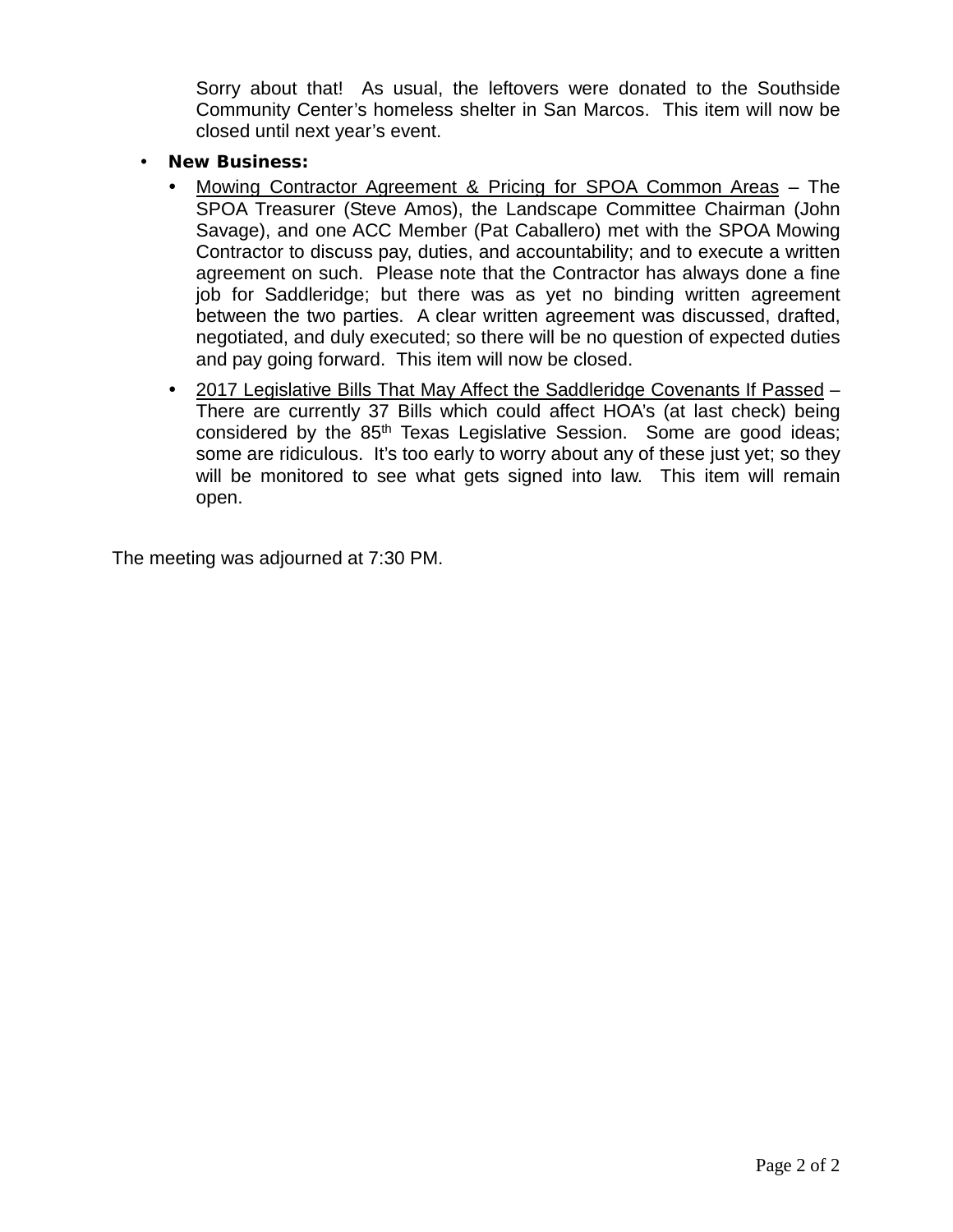Sorry about that! As usual, the leftovers were donated to the Southside Community Center's homeless shelter in San Marcos. This item will now be closed until next year's event.

- **New Business:**
  - Mowing Contractor Agreement & Pricing for SPOA Common Areas – The SPOA Treasurer (Steve Amos), the Landscape Committee Chairman (John Savage), and one ACC Member (Pat Caballero) met with the SPOA Mowing Contractor to discuss pay, duties, and accountability; and to execute a written agreement on such. Please note that the Contractor has always done a fine job for Saddleridge; but there was as yet no binding written agreement between the two parties. A clear written agreement was discussed, drafted, negotiated, and duly executed; so there will be no question of expected duties and pay going forward. This item will now be closed.
  - 2017 Legislative Bills That May Affect the Saddleridge Covenants If Passed – There are currently 37 Bills which could affect HOA's (at last check) being considered by the 85th Texas Legislative Session. Some are good ideas; some are ridiculous. It's too early to worry about any of these just yet; so they will be monitored to see what gets signed into law. This item will remain open.

The meeting was adjourned at 7:30 PM.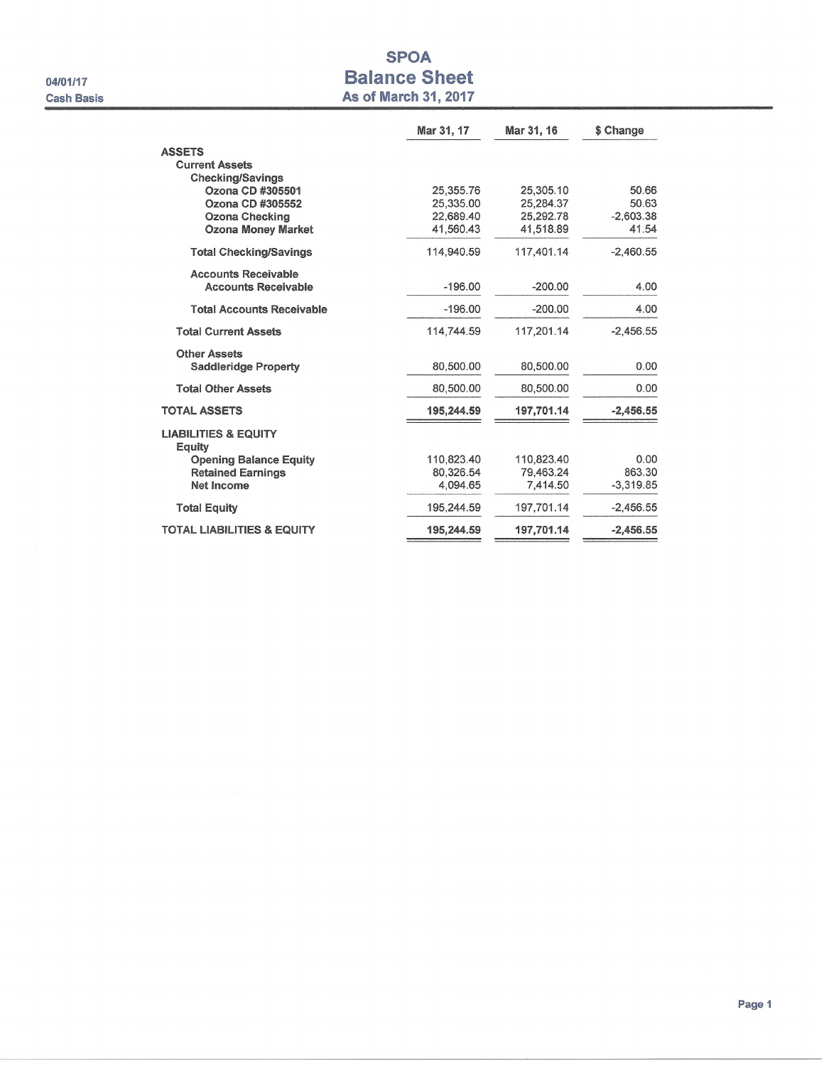04/01/17
Cash Basis

# SPOA
## Balance Sheet
### As of March 31, 2017

| | Mar 31, 17 | Mar 31, 16 | $ Change |
|---|---|---|---|
| **ASSETS** | | | |
| **Current Assets** | | | |
| **Checking/Savings** | | | |
| **Ozona CD #305501** | 25,355.76 | 25,305.10 | 50.66 |
| **Ozona CD #305552** | 25,335.00 | 25,284.37 | 50.63 |
| **Ozona Checking** | 22,689.40 | 25,292.78 | -2,603.38 |
| **Ozona Money Market** | 41,560.43 | 41,518.89 | 41.54 |
| **Total Checking/Savings** | 114,940.59 | 117,401.14 | -2,460.55 |
| **Accounts Receivable** | | | |
| **Accounts Receivable** | -196.00 | -200.00 | 4.00 |
| **Total Accounts Receivable** | -196.00 | -200.00 | 4.00 |
| **Total Current Assets** | 114,744.59 | 117,201.14 | -2,456.55 |
| **Other Assets** | | | |
| **Saddleridge Property** | 80,500.00 | 80,500.00 | 0.00 |
| **Total Other Assets** | 80,500.00 | 80,500.00 | 0.00 |
| **TOTAL ASSETS** | **195,244.59** | **197,701.14** | **-2,456.55** |
| **LIABILITIES & EQUITY** | | | |
| **Equity** | | | |
| **Opening Balance Equity** | 110,823.40 | 110,823.40 | 0.00 |
| **Retained Earnings** | 80,326.54 | 79,463.24 | 863.30 |
| **Net Income** | 4,094.65 | 7,414.50 | -3,319.85 |
| **Total Equity** | 195,244.59 | 197,701.14 | -2,456.55 |
| **TOTAL LIABILITIES & EQUITY** | **195,244.59** | **197,701.14** | **-2,456.55** |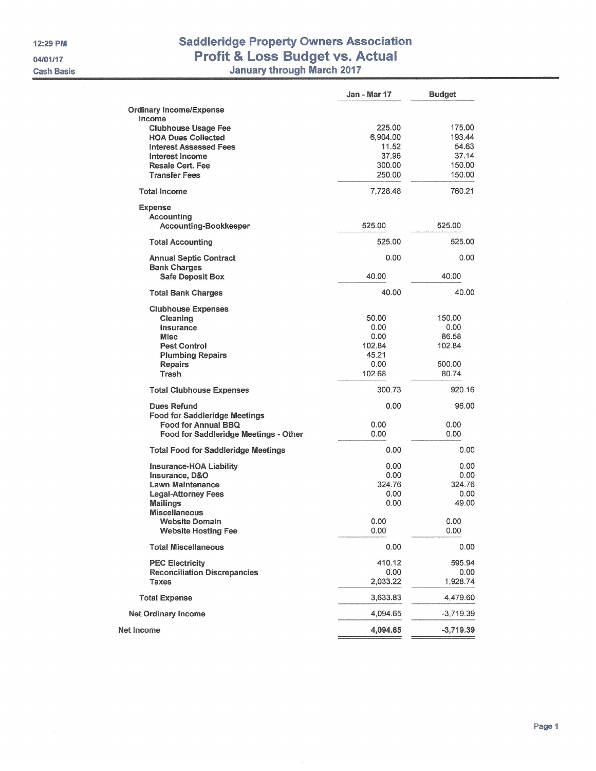12:29 PM

04/01/17

Cash Basis

# Saddleridge Property Owners Association
## Profit & Loss Budget vs. Actual
### January through March 2017

| | Jan - Mar 17 | Budget |
|---|---|---|
| **Ordinary Income/Expense** | | |
| **Income** | | |
| **Clubhouse Usage Fee** | 225.00 | 175.00 |
| **HOA Dues Collected** | 6,904.00 | 193.44 |
| **Interest Assessed Fees** | 11.52 | 54.63 |
| **Interest Income** | 37.96 | 37.14 |
| **Resale Cert. Fee** | 300.00 | 150.00 |
| **Transfer Fees** | 250.00 | 150.00 |
| **Total Income** | 7,728.48 | 760.21 |
| **Expense** | | |
| **Accounting** | | |
| **Accounting-Bookkeeper** | 525.00 | 525.00 |
| **Total Accounting** | 525.00 | 525.00 |
| **Annual Septic Contract** | 0.00 | 0.00 |
| **Bank Charges** | | |
| **Safe Deposit Box** | 40.00 | 40.00 |
| **Total Bank Charges** | 40.00 | 40.00 |
| **Clubhouse Expenses** | | |
| **Cleaning** | 50.00 | 150.00 |
| **Insurance** | 0.00 | 0.00 |
| **Misc** | 0.00 | 86.58 |
| **Pest Control** | 102.84 | 102.84 |
| **Plumbing Repairs** | 45.21 | |
| **Repairs** | 0.00 | 500.00 |
| **Trash** | 102.68 | 80.74 |
| **Total Clubhouse Expenses** | 300.73 | 920.16 |
| **Dues Refund** | 0.00 | 96.00 |
| **Food for Saddleridge Meetings** | | |
| **Food for Annual BBQ** | 0.00 | 0.00 |
| **Food for Saddleridge Meetings - Other** | 0.00 | 0.00 |
| **Total Food for Saddleridge Meetings** | 0.00 | 0.00 |
| **Insurance-HOA Liability** | 0.00 | 0.00 |
| **Insurance, D&O** | 0.00 | 0.00 |
| **Lawn Maintenance** | 324.76 | 324.76 |
| **Legal-Attorney Fees** | 0.00 | 0.00 |
| **Mailings** | 0.00 | 49.00 |
| **Miscellaneous** | | |
| **Website Domain** | 0.00 | 0.00 |
| **Website Hosting Fee** | 0.00 | 0.00 |
| **Total Miscellaneous** | 0.00 | 0.00 |
| **PEC Electricity** | 410.12 | 595.94 |
| **Reconciliation Discrepancies** | 0.00 | 0.00 |
| **Taxes** | 2,033.22 | 1,928.74 |
| **Total Expense** | 3,633.83 | 4,479.60 |
| **Net Ordinary Income** | 4,094.65 | -3,719.39 |
| **Net Income** | **4,094.65** | **-3,719.39** |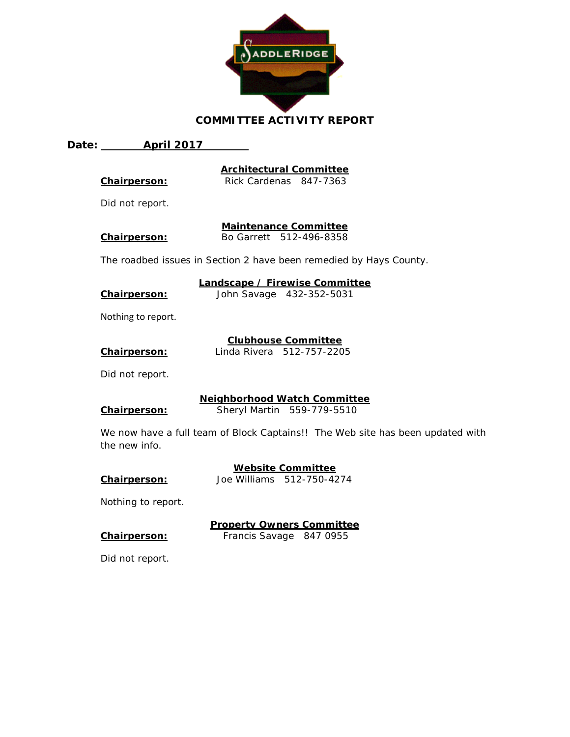# COMMITTEE ACTIVITY REPORT

**Date: April 2017**

## Architectural Committee

**Chairperson:** Rick Cardenas 847-7363

Did not report.

## Maintenance Committee

**Chairperson:** Bo Garrett 512-496-8358

The roadbed issues in Section 2 have been remedied by Hays County.

## Landscape / Firewise Committee

**Chairperson:** John Savage 432-352-5031

Nothing to report.

## Clubhouse Committee

**Chairperson:** Linda Rivera 512-757-2205

Did not report.

## Neighborhood Watch Committee

**Chairperson:** Sheryl Martin 559-779-5510

We now have a full team of Block Captains!! The Web site has been updated with the new info.

## Website Committee

**Chairperson:** Joe Williams 512-750-4274

Nothing to report.

## Property Owners Committee

**Chairperson:** Francis Savage 847 0955

Did not report.